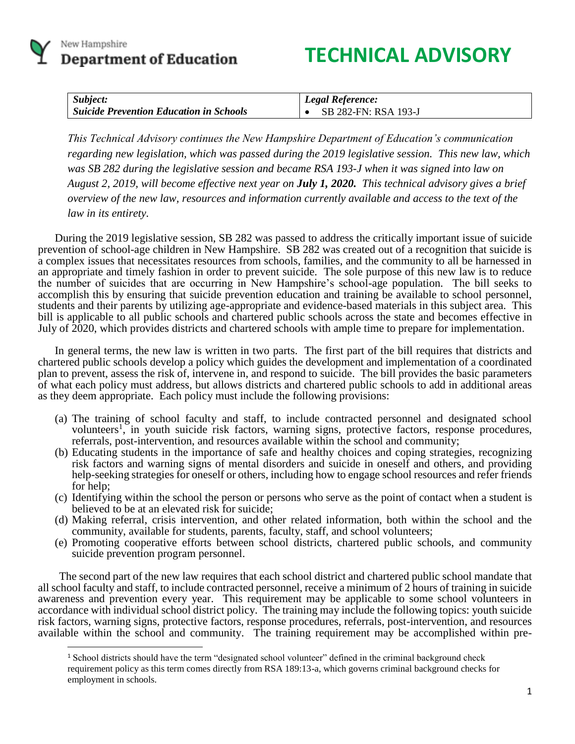New Hampshire
**Department of Education**

# TECHNICAL ADVISORY

| *Subject:* | *Legal Reference:* |
|---|---|
| ***Suicide Prevention Education in Schools*** | • SB 282-FN: RSA 193-J |

*This Technical Advisory continues the New Hampshire Department of Education's communication regarding new legislation, which was passed during the 2019 legislative session. This new law, which was SB 282 during the legislative session and became RSA 193-J when it was signed into law on August 2, 2019, will become effective next year on **July 1, 2020.** This technical advisory gives a brief overview of the new law, resources and information currently available and access to the text of the law in its entirety.*

During the 2019 legislative session, SB 282 was passed to address the critically important issue of suicide prevention of school-age children in New Hampshire. SB 282 was created out of a recognition that suicide is a complex issues that necessitates resources from schools, families, and the community to all be harnessed in an appropriate and timely fashion in order to prevent suicide. The sole purpose of this new law is to reduce the number of suicides that are occurring in New Hampshire's school-age population. The bill seeks to accomplish this by ensuring that suicide prevention education and training be available to school personnel, students and their parents by utilizing age-appropriate and evidence-based materials in this subject area. This bill is applicable to all public schools and chartered public schools across the state and becomes effective in July of 2020, which provides districts and chartered schools with ample time to prepare for implementation.

In general terms, the new law is written in two parts. The first part of the bill requires that districts and chartered public schools develop a policy which guides the development and implementation of a coordinated plan to prevent, assess the risk of, intervene in, and respond to suicide. The bill provides the basic parameters of what each policy must address, but allows districts and chartered public schools to add in additional areas as they deem appropriate. Each policy must include the following provisions:

(a) The training of school faculty and staff, to include contracted personnel and designated school volunteers[1], in youth suicide risk factors, warning signs, protective factors, response procedures, referrals, post-intervention, and resources available within the school and community;
(b) Educating students in the importance of safe and healthy choices and coping strategies, recognizing risk factors and warning signs of mental disorders and suicide in oneself and others, and providing help-seeking strategies for oneself or others, including how to engage school resources and refer friends for help;
(c) Identifying within the school the person or persons who serve as the point of contact when a student is believed to be at an elevated risk for suicide;
(d) Making referral, crisis intervention, and other related information, both within the school and the community, available for students, parents, faculty, staff, and school volunteers;
(e) Promoting cooperative efforts between school districts, chartered public schools, and community suicide prevention program personnel.

The second part of the new law requires that each school district and chartered public school mandate that all school faculty and staff, to include contracted personnel, receive a minimum of 2 hours of training in suicide awareness and prevention every year. This requirement may be applicable to some school volunteers in accordance with individual school district policy. The training may include the following topics: youth suicide risk factors, warning signs, protective factors, response procedures, referrals, post-intervention, and resources available within the school and community. The training requirement may be accomplished within pre-

[1] School districts should have the term "designated school volunteer" defined in the criminal background check requirement policy as this term comes directly from RSA 189:13-a, which governs criminal background checks for employment in schools.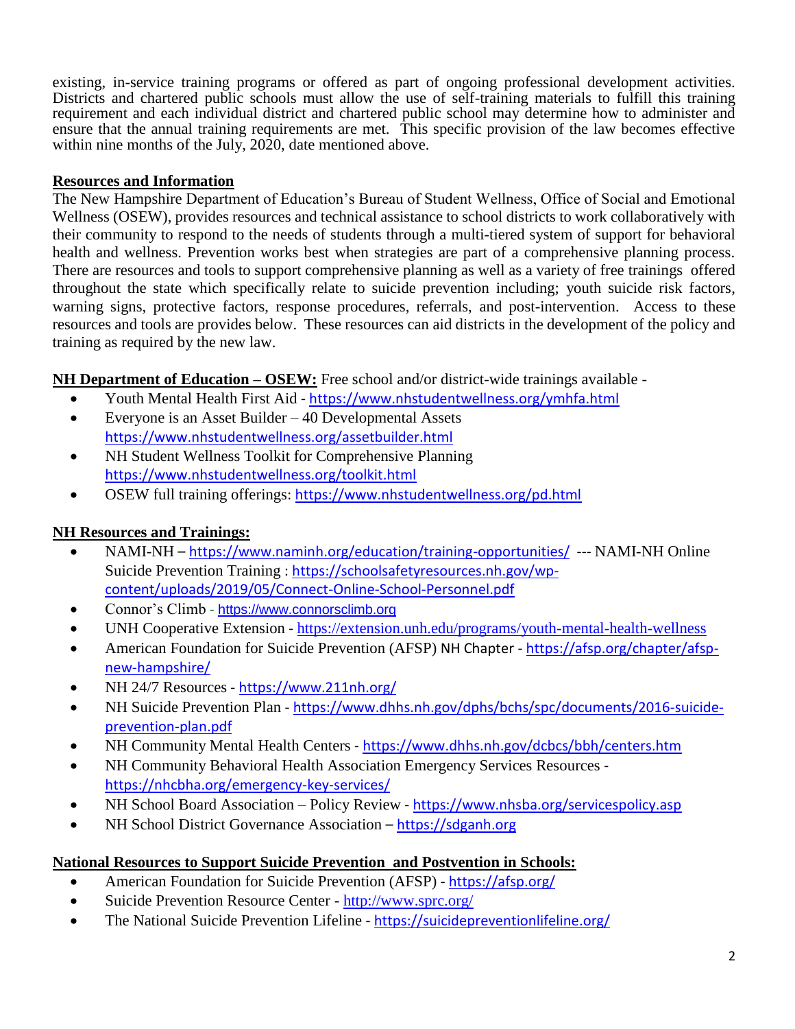existing, in-service training programs or offered as part of ongoing professional development activities. Districts and chartered public schools must allow the use of self-training materials to fulfill this training requirement and each individual district and chartered public school may determine how to administer and ensure that the annual training requirements are met. This specific provision of the law becomes effective within nine months of the July, 2020, date mentioned above.

**Resources and Information**

The New Hampshire Department of Education's Bureau of Student Wellness, Office of Social and Emotional Wellness (OSEW), provides resources and technical assistance to school districts to work collaboratively with their community to respond to the needs of students through a multi-tiered system of support for behavioral health and wellness. Prevention works best when strategies are part of a comprehensive planning process. There are resources and tools to support comprehensive planning as well as a variety of free trainings offered throughout the state which specifically relate to suicide prevention including; youth suicide risk factors, warning signs, protective factors, response procedures, referrals, and post-intervention. Access to these resources and tools are provides below. These resources can aid districts in the development of the policy and training as required by the new law.

**NH Department of Education – OSEW:** Free school and/or district-wide trainings available -

- Youth Mental Health First Aid - https://www.nhstudentwellness.org/ymhfa.html
- Everyone is an Asset Builder – 40 Developmental Assets https://www.nhstudentwellness.org/assetbuilder.html
- NH Student Wellness Toolkit for Comprehensive Planning https://www.nhstudentwellness.org/toolkit.html
- OSEW full training offerings: https://www.nhstudentwellness.org/pd.html

**NH Resources and Trainings:**

- NAMI-NH – https://www.naminh.org/education/training-opportunities/ --- NAMI-NH Online Suicide Prevention Training : https://schoolsafetyresources.nh.gov/wp-content/uploads/2019/05/Connect-Online-School-Personnel.pdf
- Connor's Climb - https://www.connorsclimb.org
- UNH Cooperative Extension - https://extension.unh.edu/programs/youth-mental-health-wellness
- American Foundation for Suicide Prevention (AFSP) NH Chapter - https://afsp.org/chapter/afsp-new-hampshire/
- NH 24/7 Resources - https://www.211nh.org/
- NH Suicide Prevention Plan - https://www.dhhs.nh.gov/dphs/bchs/spc/documents/2016-suicide-prevention-plan.pdf
- NH Community Mental Health Centers - https://www.dhhs.nh.gov/dcbcs/bbh/centers.htm
- NH Community Behavioral Health Association Emergency Services Resources - https://nhcbha.org/emergency-key-services/
- NH School Board Association – Policy Review - https://www.nhsba.org/servicespolicy.asp
- NH School District Governance Association – https://sdganh.org

**National Resources to Support Suicide Prevention and Postvention in Schools:**

- American Foundation for Suicide Prevention (AFSP) - https://afsp.org/
- Suicide Prevention Resource Center - http://www.sprc.org/
- The National Suicide Prevention Lifeline - https://suicidepreventionlifeline.org/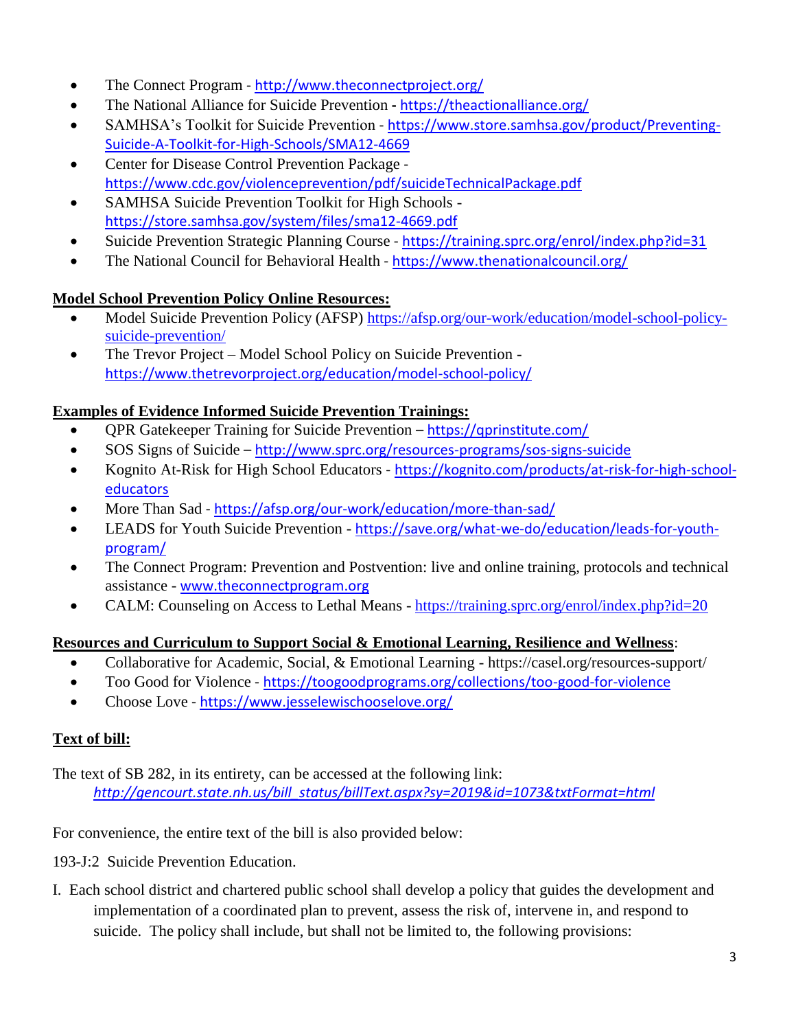- The Connect Program - http://www.theconnectproject.org/
- The National Alliance for Suicide Prevention **-** https://theactionalliance.org/
- SAMHSA's Toolkit for Suicide Prevention - https://www.store.samhsa.gov/product/Preventing-Suicide-A-Toolkit-for-High-Schools/SMA12-4669
- Center for Disease Control Prevention Package - https://www.cdc.gov/violenceprevention/pdf/suicideTechnicalPackage.pdf
- SAMHSA Suicide Prevention Toolkit for High Schools - https://store.samhsa.gov/system/files/sma12-4669.pdf
- Suicide Prevention Strategic Planning Course - https://training.sprc.org/enrol/index.php?id=31
- The National Council for Behavioral Health - https://www.thenationalcouncil.org/

**Model School Prevention Policy Online Resources:**

- Model Suicide Prevention Policy (AFSP) https://afsp.org/our-work/education/model-school-policy-suicide-prevention/
- The Trevor Project – Model School Policy on Suicide Prevention - https://www.thetrevorproject.org/education/model-school-policy/

**Examples of Evidence Informed Suicide Prevention Trainings:**

- QPR Gatekeeper Training for Suicide Prevention **–** https://qprinstitute.com/
- SOS Signs of Suicide **–** http://www.sprc.org/resources-programs/sos-signs-suicide
- Kognito At-Risk for High School Educators - https://kognito.com/products/at-risk-for-high-school-educators
- More Than Sad - https://afsp.org/our-work/education/more-than-sad/
- LEADS for Youth Suicide Prevention - https://save.org/what-we-do/education/leads-for-youth-program/
- The Connect Program: Prevention and Postvention: live and online training, protocols and technical assistance - www.theconnectprogram.org
- CALM: Counseling on Access to Lethal Means - https://training.sprc.org/enrol/index.php?id=20

**Resources and Curriculum to Support Social & Emotional Learning, Resilience and Wellness**:

- Collaborative for Academic, Social, & Emotional Learning - https://casel.org/resources-support/
- Too Good for Violence - https://toogoodprograms.org/collections/too-good-for-violence
- Choose Love - https://www.jesselewischooselove.org/

**Text of bill:**

The text of SB 282, in its entirety, can be accessed at the following link:
*http://gencourt.state.nh.us/bill_status/billText.aspx?sy=2019&id=1073&txtFormat=html*

For convenience, the entire text of the bill is also provided below:

193-J:2 Suicide Prevention Education.

I. Each school district and chartered public school shall develop a policy that guides the development and implementation of a coordinated plan to prevent, assess the risk of, intervene in, and respond to suicide. The policy shall include, but shall not be limited to, the following provisions: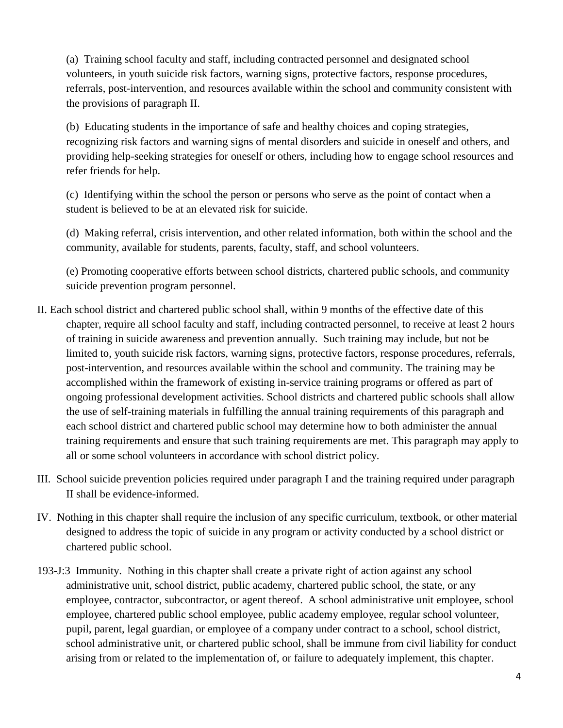(a) Training school faculty and staff, including contracted personnel and designated school volunteers, in youth suicide risk factors, warning signs, protective factors, response procedures, referrals, post-intervention, and resources available within the school and community consistent with the provisions of paragraph II.

(b) Educating students in the importance of safe and healthy choices and coping strategies, recognizing risk factors and warning signs of mental disorders and suicide in oneself and others, and providing help-seeking strategies for oneself or others, including how to engage school resources and refer friends for help.

(c) Identifying within the school the person or persons who serve as the point of contact when a student is believed to be at an elevated risk for suicide.

(d) Making referral, crisis intervention, and other related information, both within the school and the community, available for students, parents, faculty, staff, and school volunteers.

(e) Promoting cooperative efforts between school districts, chartered public schools, and community suicide prevention program personnel.

II. Each school district and chartered public school shall, within 9 months of the effective date of this chapter, require all school faculty and staff, including contracted personnel, to receive at least 2 hours of training in suicide awareness and prevention annually. Such training may include, but not be limited to, youth suicide risk factors, warning signs, protective factors, response procedures, referrals, post-intervention, and resources available within the school and community. The training may be accomplished within the framework of existing in-service training programs or offered as part of ongoing professional development activities. School districts and chartered public schools shall allow the use of self-training materials in fulfilling the annual training requirements of this paragraph and each school district and chartered public school may determine how to both administer the annual training requirements and ensure that such training requirements are met. This paragraph may apply to all or some school volunteers in accordance with school district policy.

III. School suicide prevention policies required under paragraph I and the training required under paragraph II shall be evidence-informed.

IV. Nothing in this chapter shall require the inclusion of any specific curriculum, textbook, or other material designed to address the topic of suicide in any program or activity conducted by a school district or chartered public school.

193-J:3 Immunity. Nothing in this chapter shall create a private right of action against any school administrative unit, school district, public academy, chartered public school, the state, or any employee, contractor, subcontractor, or agent thereof. A school administrative unit employee, school employee, chartered public school employee, public academy employee, regular school volunteer, pupil, parent, legal guardian, or employee of a company under contract to a school, school district, school administrative unit, or chartered public school, shall be immune from civil liability for conduct arising from or related to the implementation of, or failure to adequately implement, this chapter.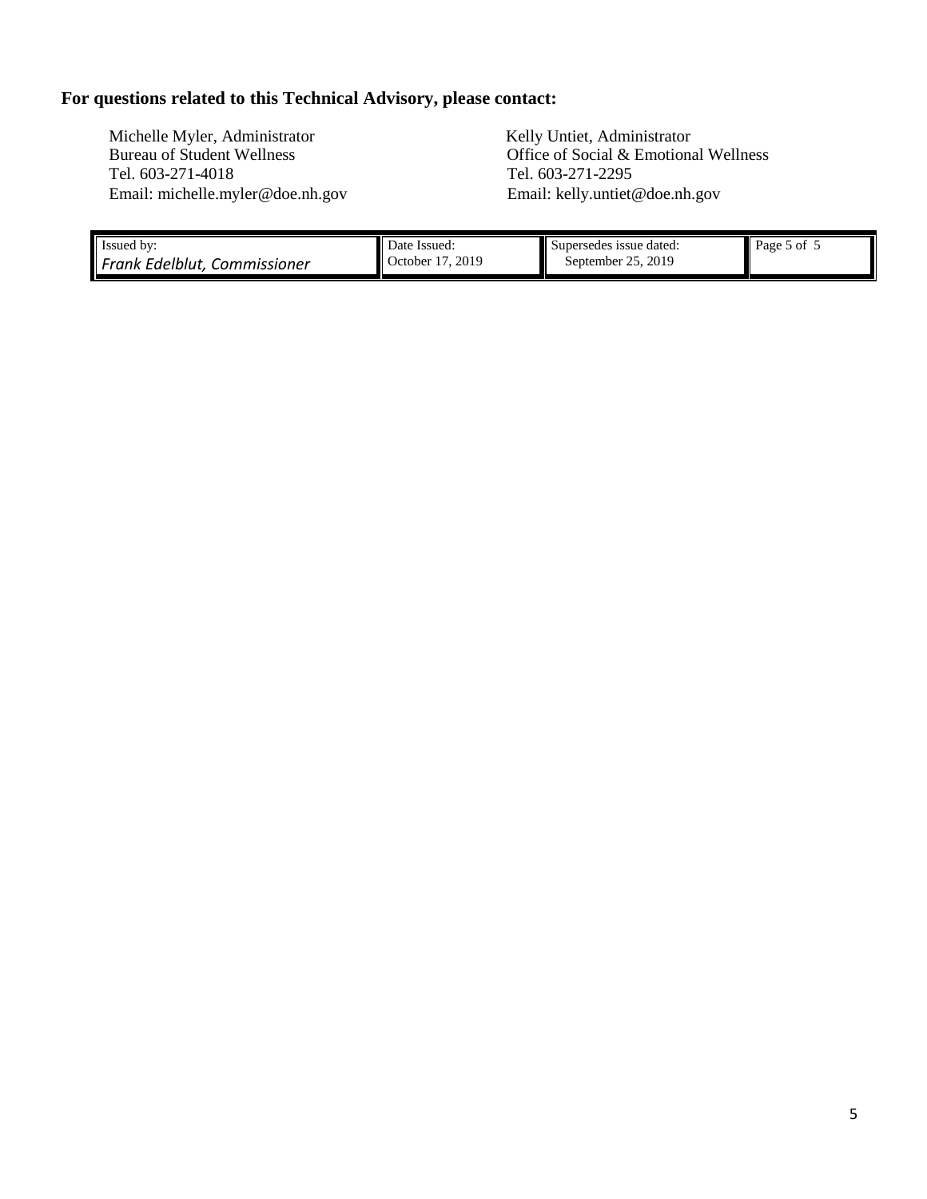**For questions related to this Technical Advisory, please contact:**

Michelle Myler, Administrator
Bureau of Student Wellness
Tel. 603-271-4018
Email: michelle.myler@doe.nh.gov

Kelly Untiet, Administrator
Office of Social & Emotional Wellness
Tel. 603-271-2295
Email: kelly.untiet@doe.nh.gov

| Issued by: | Date Issued: | Supersedes issue dated: | Page 5 of 5 |
|---|---|---|---|
| *Frank Edelblut, Commissioner* | October 17, 2019 | September 25, 2019 | |